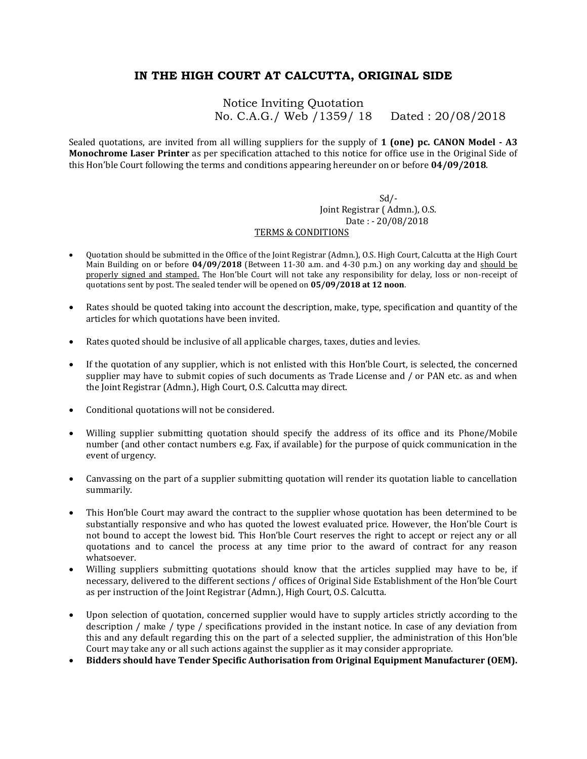# IN THE HIGH COURT AT CALCUTTA, ORIGINAL SIDE

Notice Inviting Quotation
No. C.A.G./ Web /1359/ 18 Dated : 20/08/2018

Sealed quotations, are invited from all willing suppliers for the supply of **1 (one) pc. CANON Model - A3 Monochrome Laser Printer** as per specification attached to this notice for office use in the Original Side of this Hon'ble Court following the terms and conditions appearing hereunder on or before **04/09/2018**.

Sd/-
Joint Registrar ( Admn.), O.S.
Date : - 20/08/2018

<u>TERMS & CONDITIONS</u>

- Quotation should be submitted in the Office of the Joint Registrar (Admn.), O.S. High Court, Calcutta at the High Court Main Building on or before **04/09/2018** (Between 11-30 a.m. and 4-30 p.m.) on any working day and <u>should be properly signed and stamped.</u> The Hon'ble Court will not take any responsibility for delay, loss or non-receipt of quotations sent by post. The sealed tender will be opened on **05/09/2018 at 12 noon**.
- Rates should be quoted taking into account the description, make, type, specification and quantity of the articles for which quotations have been invited.
- Rates quoted should be inclusive of all applicable charges, taxes, duties and levies.
- If the quotation of any supplier, which is not enlisted with this Hon'ble Court, is selected, the concerned supplier may have to submit copies of such documents as Trade License and / or PAN etc. as and when the Joint Registrar (Admn.), High Court, O.S. Calcutta may direct.
- Conditional quotations will not be considered.
- Willing supplier submitting quotation should specify the address of its office and its Phone/Mobile number (and other contact numbers e.g. Fax, if available) for the purpose of quick communication in the event of urgency.
- Canvassing on the part of a supplier submitting quotation will render its quotation liable to cancellation summarily.
- This Hon'ble Court may award the contract to the supplier whose quotation has been determined to be substantially responsive and who has quoted the lowest evaluated price. However, the Hon'ble Court is not bound to accept the lowest bid. This Hon'ble Court reserves the right to accept or reject any or all quotations and to cancel the process at any time prior to the award of contract for any reason whatsoever.
- Willing suppliers submitting quotations should know that the articles supplied may have to be, if necessary, delivered to the different sections / offices of Original Side Establishment of the Hon'ble Court as per instruction of the Joint Registrar (Admn.), High Court, O.S. Calcutta.
- Upon selection of quotation, concerned supplier would have to supply articles strictly according to the description / make / type / specifications provided in the instant notice. In case of any deviation from this and any default regarding this on the part of a selected supplier, the administration of this Hon'ble Court may take any or all such actions against the supplier as it may consider appropriate.
- **Bidders should have Tender Specific Authorisation from Original Equipment Manufacturer (OEM).**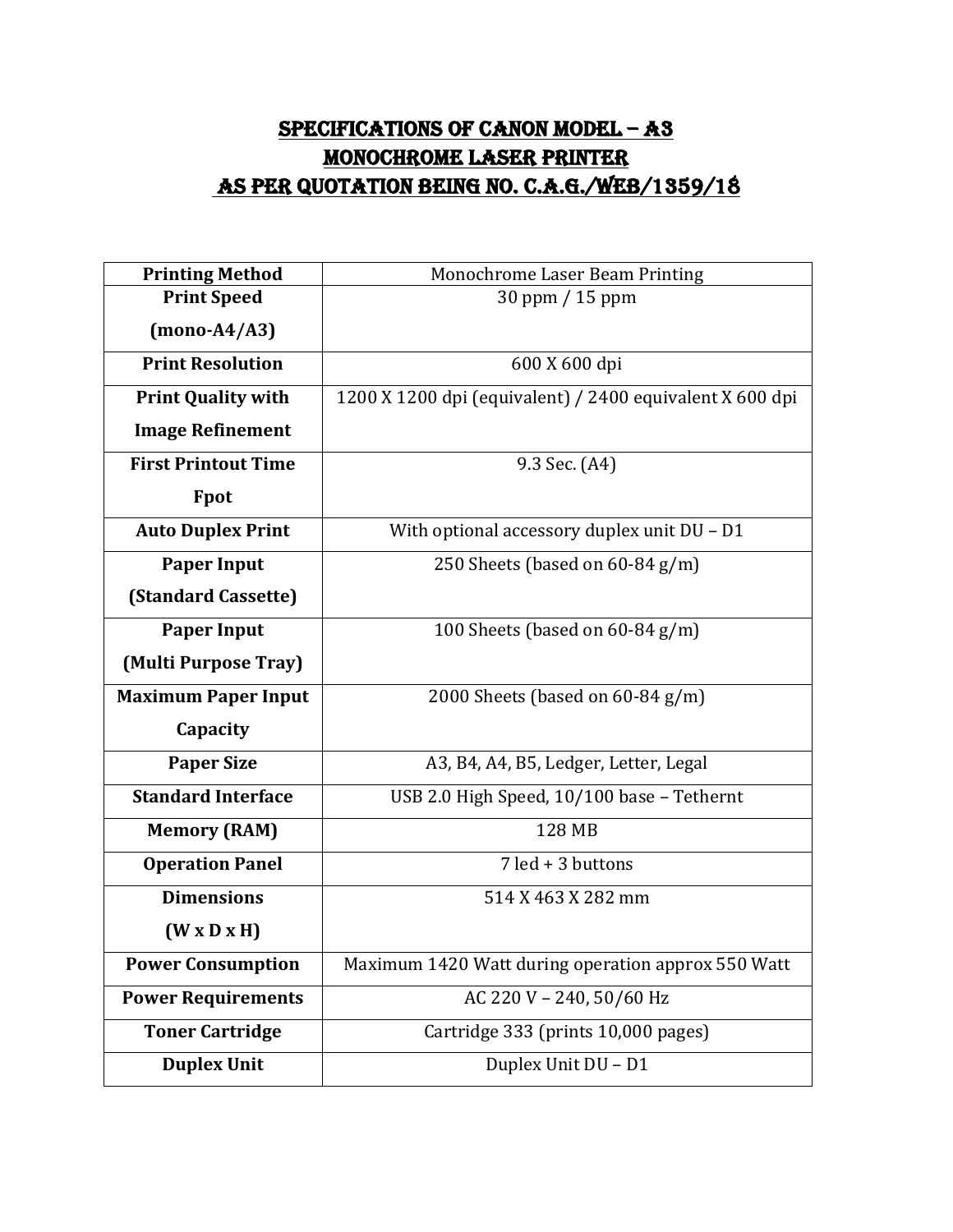# SPECIFICATIONS OF CANON MODEL – A3 MONOCHROME LASER PRINTER AS PER QUOTATION BEING NO. C.A.G./WEB/1359/18

| | |
|---|---|
| **Printing Method** | Monochrome Laser Beam Printing |
| **Print Speed (mono-A4/A3)** | 30 ppm / 15 ppm |
| **Print Resolution** | 600 X 600 dpi |
| **Print Quality with Image Refinement** | 1200 X 1200 dpi (equivalent) / 2400 equivalent X 600 dpi |
| **First Printout Time Fpot** | 9.3 Sec. (A4) |
| **Auto Duplex Print** | With optional accessory duplex unit DU – D1 |
| **Paper Input (Standard Cassette)** | 250 Sheets (based on 60-84 g/m) |
| **Paper Input (Multi Purpose Tray)** | 100 Sheets (based on 60-84 g/m) |
| **Maximum Paper Input Capacity** | 2000 Sheets (based on 60-84 g/m) |
| **Paper Size** | A3, B4, A4, B5, Ledger, Letter, Legal |
| **Standard Interface** | USB 2.0 High Speed, 10/100 base – Tethernt |
| **Memory (RAM)** | 128 MB |
| **Operation Panel** | 7 led + 3 buttons |
| **Dimensions (W x D x H)** | 514 X 463 X 282 mm |
| **Power Consumption** | Maximum 1420 Watt during operation approx 550 Watt |
| **Power Requirements** | AC 220 V – 240, 50/60 Hz |
| **Toner Cartridge** | Cartridge 333 (prints 10,000 pages) |
| **Duplex Unit** | Duplex Unit DU – D1 |